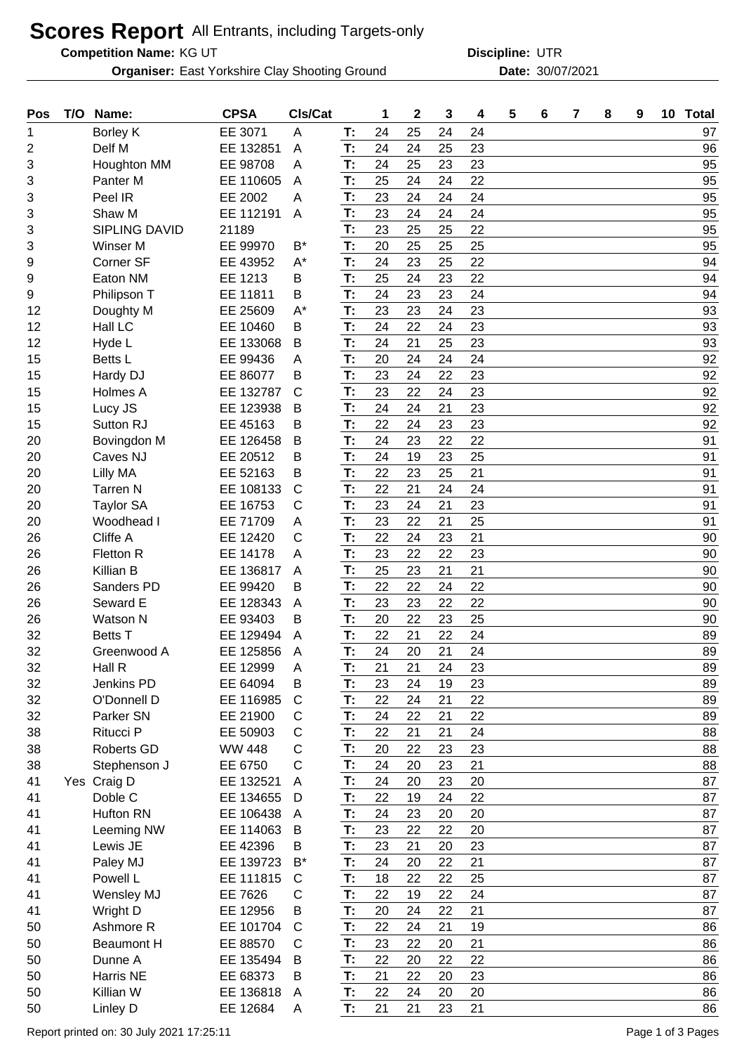# Scores Report All Entrants, including Targets-only

**Competition Name:** KG UT **Discipline:** UTR

**Organiser:** East Yorkshire Clay Shooting Ground **Date:** 30/07/2021

| Pos | T/O | Name: | CPSA | Cls/Cat | | 1 | 2 | 3 | 4 | 5 | 6 | 7 | 8 | 9 | 10 | Total |
|---|---|---|---|---|---|---|---|---|---|---|---|---|---|---|---|---|
| 1 | | Borley K | EE 3071 | A | T: | 24 | 25 | 24 | 24 | | | | | | | 97 |
| 2 | | Delf M | EE 132851 | A | T: | 24 | 24 | 25 | 23 | | | | | | | 96 |
| 3 | | Houghton MM | EE 98708 | A | T: | 24 | 25 | 23 | 23 | | | | | | | 95 |
| 3 | | Panter M | EE 110605 | A | T: | 25 | 24 | 24 | 22 | | | | | | | 95 |
| 3 | | Peel IR | EE 2002 | A | T: | 23 | 24 | 24 | 24 | | | | | | | 95 |
| 3 | | Shaw M | EE 112191 | A | T: | 23 | 24 | 24 | 24 | | | | | | | 95 |
| 3 | | SIPLING DAVID | 21189 | | T: | 23 | 25 | 25 | 22 | | | | | | | 95 |
| 3 | | Winser M | EE 99970 | B* | T: | 20 | 25 | 25 | 25 | | | | | | | 95 |
| 9 | | Corner SF | EE 43952 | A* | T: | 24 | 23 | 25 | 22 | | | | | | | 94 |
| 9 | | Eaton NM | EE 1213 | B | T: | 25 | 24 | 23 | 22 | | | | | | | 94 |
| 9 | | Philipson T | EE 11811 | B | T: | 24 | 23 | 23 | 24 | | | | | | | 94 |
| 12 | | Doughty M | EE 25609 | A* | T: | 23 | 23 | 24 | 23 | | | | | | | 93 |
| 12 | | Hall LC | EE 10460 | B | T: | 24 | 22 | 24 | 23 | | | | | | | 93 |
| 12 | | Hyde L | EE 133068 | B | T: | 24 | 21 | 25 | 23 | | | | | | | 93 |
| 15 | | Betts L | EE 99436 | A | T: | 20 | 24 | 24 | 24 | | | | | | | 92 |
| 15 | | Hardy DJ | EE 86077 | B | T: | 23 | 24 | 22 | 23 | | | | | | | 92 |
| 15 | | Holmes A | EE 132787 | C | T: | 23 | 22 | 24 | 23 | | | | | | | 92 |
| 15 | | Lucy JS | EE 123938 | B | T: | 24 | 24 | 21 | 23 | | | | | | | 92 |
| 15 | | Sutton RJ | EE 45163 | B | T: | 22 | 24 | 23 | 23 | | | | | | | 92 |
| 20 | | Bovingdon M | EE 126458 | B | T: | 24 | 23 | 22 | 22 | | | | | | | 91 |
| 20 | | Caves NJ | EE 20512 | B | T: | 24 | 19 | 23 | 25 | | | | | | | 91 |
| 20 | | Lilly MA | EE 52163 | B | T: | 22 | 23 | 25 | 21 | | | | | | | 91 |
| 20 | | Tarren N | EE 108133 | C | T: | 22 | 21 | 24 | 24 | | | | | | | 91 |
| 20 | | Taylor SA | EE 16753 | C | T: | 23 | 24 | 21 | 23 | | | | | | | 91 |
| 20 | | Woodhead I | EE 71709 | A | T: | 23 | 22 | 21 | 25 | | | | | | | 91 |
| 26 | | Cliffe A | EE 12420 | C | T: | 22 | 24 | 23 | 21 | | | | | | | 90 |
| 26 | | Fletton R | EE 14178 | A | T: | 23 | 22 | 22 | 23 | | | | | | | 90 |
| 26 | | Killian B | EE 136817 | A | T: | 25 | 23 | 21 | 21 | | | | | | | 90 |
| 26 | | Sanders PD | EE 99420 | B | T: | 22 | 22 | 24 | 22 | | | | | | | 90 |
| 26 | | Seward E | EE 128343 | A | T: | 23 | 23 | 22 | 22 | | | | | | | 90 |
| 26 | | Watson N | EE 93403 | B | T: | 20 | 22 | 23 | 25 | | | | | | | 90 |
| 32 | | Betts T | EE 129494 | A | T: | 22 | 21 | 22 | 24 | | | | | | | 89 |
| 32 | | Greenwood A | EE 125856 | A | T: | 24 | 20 | 21 | 24 | | | | | | | 89 |
| 32 | | Hall R | EE 12999 | A | T: | 21 | 21 | 24 | 23 | | | | | | | 89 |
| 32 | | Jenkins PD | EE 64094 | B | T: | 23 | 24 | 19 | 23 | | | | | | | 89 |
| 32 | | O'Donnell D | EE 116985 | C | T: | 22 | 24 | 21 | 22 | | | | | | | 89 |
| 32 | | Parker SN | EE 21900 | C | T: | 24 | 22 | 21 | 22 | | | | | | | 89 |
| 38 | | Ritucci P | EE 50903 | C | T: | 22 | 21 | 21 | 24 | | | | | | | 88 |
| 38 | | Roberts GD | WW 448 | C | T: | 20 | 22 | 23 | 23 | | | | | | | 88 |
| 38 | | Stephenson J | EE 6750 | C | T: | 24 | 20 | 23 | 21 | | | | | | | 88 |
| 41 | Yes | Craig D | EE 132521 | A | T: | 24 | 20 | 23 | 20 | | | | | | | 87 |
| 41 | | Doble C | EE 134655 | D | T: | 22 | 19 | 24 | 22 | | | | | | | 87 |
| 41 | | Hufton RN | EE 106438 | A | T: | 24 | 23 | 20 | 20 | | | | | | | 87 |
| 41 | | Leeming NW | EE 114063 | B | T: | 23 | 22 | 22 | 20 | | | | | | | 87 |
| 41 | | Lewis JE | EE 42396 | B | T: | 23 | 21 | 20 | 23 | | | | | | | 87 |
| 41 | | Paley MJ | EE 139723 | B* | T: | 24 | 20 | 22 | 21 | | | | | | | 87 |
| 41 | | Powell L | EE 111815 | C | T: | 18 | 22 | 22 | 25 | | | | | | | 87 |
| 41 | | Wensley MJ | EE 7626 | C | T: | 22 | 19 | 22 | 24 | | | | | | | 87 |
| 41 | | Wright D | EE 12956 | B | T: | 20 | 24 | 22 | 21 | | | | | | | 87 |
| 50 | | Ashmore R | EE 101704 | C | T: | 22 | 24 | 21 | 19 | | | | | | | 86 |
| 50 | | Beaumont H | EE 88570 | C | T: | 23 | 22 | 20 | 21 | | | | | | | 86 |
| 50 | | Dunne A | EE 135494 | B | T: | 22 | 20 | 22 | 22 | | | | | | | 86 |
| 50 | | Harris NE | EE 68373 | B | T: | 21 | 22 | 20 | 23 | | | | | | | 86 |
| 50 | | Killian W | EE 136818 | A | T: | 22 | 24 | 20 | 20 | | | | | | | 86 |
| 50 | | Linley D | EE 12684 | A | T: | 21 | 21 | 23 | 21 | | | | | | | 86 |

Report printed on: 30 July 2021 17:25:11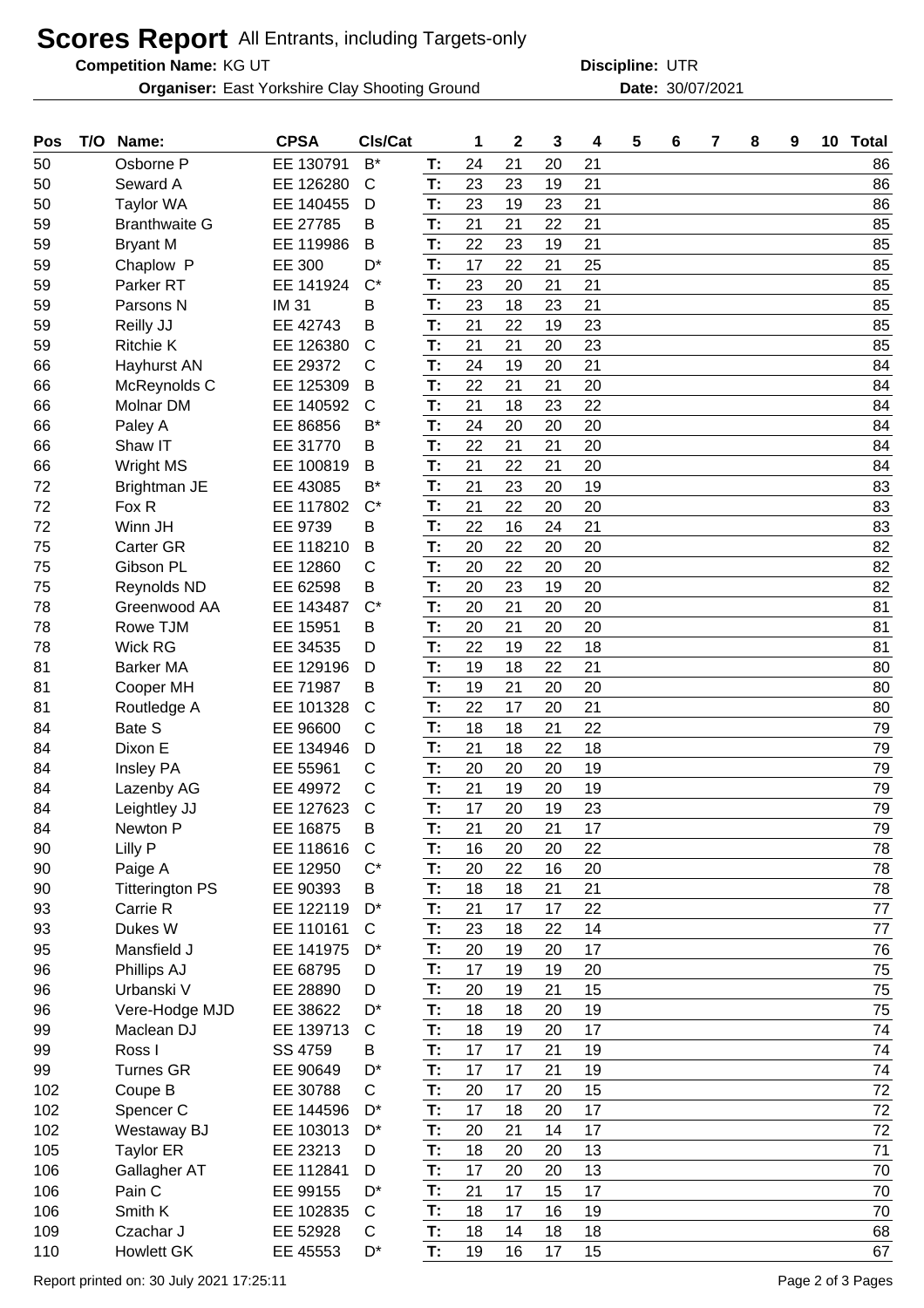# Scores Report All Entrants, including Targets-only

**Competition Name:** KG UT **Discipline:** UTR

**Organiser:** East Yorkshire Clay Shooting Ground **Date:** 30/07/2021

| Pos | T/O | Name: | CPSA | Cls/Cat | | 1 | 2 | 3 | 4 | 5 | 6 | 7 | 8 | 9 | 10 | Total |
|---|---|---|---|---|---|---|---|---|---|---|---|---|---|---|---|---|
| 50 | | Osborne P | EE 130791 | B* | T: | 24 | 21 | 20 | 21 | | | | | | | 86 |
| 50 | | Seward A | EE 126280 | C | T: | 23 | 23 | 19 | 21 | | | | | | | 86 |
| 50 | | Taylor WA | EE 140455 | D | T: | 23 | 19 | 23 | 21 | | | | | | | 86 |
| 59 | | Branthwaite G | EE 27785 | B | T: | 21 | 21 | 22 | 21 | | | | | | | 85 |
| 59 | | Bryant M | EE 119986 | B | T: | 22 | 23 | 19 | 21 | | | | | | | 85 |
| 59 | | Chaplow P | EE 300 | D* | T: | 17 | 22 | 21 | 25 | | | | | | | 85 |
| 59 | | Parker RT | EE 141924 | C* | T: | 23 | 20 | 21 | 21 | | | | | | | 85 |
| 59 | | Parsons N | IM 31 | B | T: | 23 | 18 | 23 | 21 | | | | | | | 85 |
| 59 | | Reilly JJ | EE 42743 | B | T: | 21 | 22 | 19 | 23 | | | | | | | 85 |
| 59 | | Ritchie K | EE 126380 | C | T: | 21 | 21 | 20 | 23 | | | | | | | 85 |
| 66 | | Hayhurst AN | EE 29372 | C | T: | 24 | 19 | 20 | 21 | | | | | | | 84 |
| 66 | | McReynolds C | EE 125309 | B | T: | 22 | 21 | 21 | 20 | | | | | | | 84 |
| 66 | | Molnar DM | EE 140592 | C | T: | 21 | 18 | 23 | 22 | | | | | | | 84 |
| 66 | | Paley A | EE 86856 | B* | T: | 24 | 20 | 20 | 20 | | | | | | | 84 |
| 66 | | Shaw IT | EE 31770 | B | T: | 22 | 21 | 21 | 20 | | | | | | | 84 |
| 66 | | Wright MS | EE 100819 | B | T: | 21 | 22 | 21 | 20 | | | | | | | 84 |
| 72 | | Brightman JE | EE 43085 | B* | T: | 21 | 23 | 20 | 19 | | | | | | | 83 |
| 72 | | Fox R | EE 117802 | C* | T: | 21 | 22 | 20 | 20 | | | | | | | 83 |
| 72 | | Winn JH | EE 9739 | B | T: | 22 | 16 | 24 | 21 | | | | | | | 83 |
| 75 | | Carter GR | EE 118210 | B | T: | 20 | 22 | 20 | 20 | | | | | | | 82 |
| 75 | | Gibson PL | EE 12860 | C | T: | 20 | 22 | 20 | 20 | | | | | | | 82 |
| 75 | | Reynolds ND | EE 62598 | B | T: | 20 | 23 | 19 | 20 | | | | | | | 82 |
| 78 | | Greenwood AA | EE 143487 | C* | T: | 20 | 21 | 20 | 20 | | | | | | | 81 |
| 78 | | Rowe TJM | EE 15951 | B | T: | 20 | 21 | 20 | 20 | | | | | | | 81 |
| 78 | | Wick RG | EE 34535 | D | T: | 22 | 19 | 22 | 18 | | | | | | | 81 |
| 81 | | Barker MA | EE 129196 | D | T: | 19 | 18 | 22 | 21 | | | | | | | 80 |
| 81 | | Cooper MH | EE 71987 | B | T: | 19 | 21 | 20 | 20 | | | | | | | 80 |
| 81 | | Routledge A | EE 101328 | C | T: | 22 | 17 | 20 | 21 | | | | | | | 80 |
| 84 | | Bate S | EE 96600 | C | T: | 18 | 18 | 21 | 22 | | | | | | | 79 |
| 84 | | Dixon E | EE 134946 | D | T: | 21 | 18 | 22 | 18 | | | | | | | 79 |
| 84 | | Insley PA | EE 55961 | C | T: | 20 | 20 | 20 | 19 | | | | | | | 79 |
| 84 | | Lazenby AG | EE 49972 | C | T: | 21 | 19 | 20 | 19 | | | | | | | 79 |
| 84 | | Leightley JJ | EE 127623 | C | T: | 17 | 20 | 19 | 23 | | | | | | | 79 |
| 84 | | Newton P | EE 16875 | B | T: | 21 | 20 | 21 | 17 | | | | | | | 79 |
| 90 | | Lilly P | EE 118616 | C | T: | 16 | 20 | 20 | 22 | | | | | | | 78 |
| 90 | | Paige A | EE 12950 | C* | T: | 20 | 22 | 16 | 20 | | | | | | | 78 |
| 90 | | Titterington PS | EE 90393 | B | T: | 18 | 18 | 21 | 21 | | | | | | | 78 |
| 93 | | Carrie R | EE 122119 | D* | T: | 21 | 17 | 17 | 22 | | | | | | | 77 |
| 93 | | Dukes W | EE 110161 | C | T: | 23 | 18 | 22 | 14 | | | | | | | 77 |
| 95 | | Mansfield J | EE 141975 | D* | T: | 20 | 19 | 20 | 17 | | | | | | | 76 |
| 96 | | Phillips AJ | EE 68795 | D | T: | 17 | 19 | 19 | 20 | | | | | | | 75 |
| 96 | | Urbanski V | EE 28890 | D | T: | 20 | 19 | 21 | 15 | | | | | | | 75 |
| 96 | | Vere-Hodge MJD | EE 38622 | D* | T: | 18 | 18 | 20 | 19 | | | | | | | 75 |
| 99 | | Maclean DJ | EE 139713 | C | T: | 18 | 19 | 20 | 17 | | | | | | | 74 |
| 99 | | Ross I | SS 4759 | B | T: | 17 | 17 | 21 | 19 | | | | | | | 74 |
| 99 | | Turnes GR | EE 90649 | D* | T: | 17 | 17 | 21 | 19 | | | | | | | 74 |
| 102 | | Coupe B | EE 30788 | C | T: | 20 | 17 | 20 | 15 | | | | | | | 72 |
| 102 | | Spencer C | EE 144596 | D* | T: | 17 | 18 | 20 | 17 | | | | | | | 72 |
| 102 | | Westaway BJ | EE 103013 | D* | T: | 20 | 21 | 14 | 17 | | | | | | | 72 |
| 105 | | Taylor ER | EE 23213 | D | T: | 18 | 20 | 20 | 13 | | | | | | | 71 |
| 106 | | Gallagher AT | EE 112841 | D | T: | 17 | 20 | 20 | 13 | | | | | | | 70 |
| 106 | | Pain C | EE 99155 | D* | T: | 21 | 17 | 15 | 17 | | | | | | | 70 |
| 106 | | Smith K | EE 102835 | C | T: | 18 | 17 | 16 | 19 | | | | | | | 70 |
| 109 | | Czachar J | EE 52928 | C | T: | 18 | 14 | 18 | 18 | | | | | | | 68 |
| 110 | | Howlett GK | EE 45553 | D* | T: | 19 | 16 | 17 | 15 | | | | | | | 67 |

Report printed on: 30 July 2021 17:25:11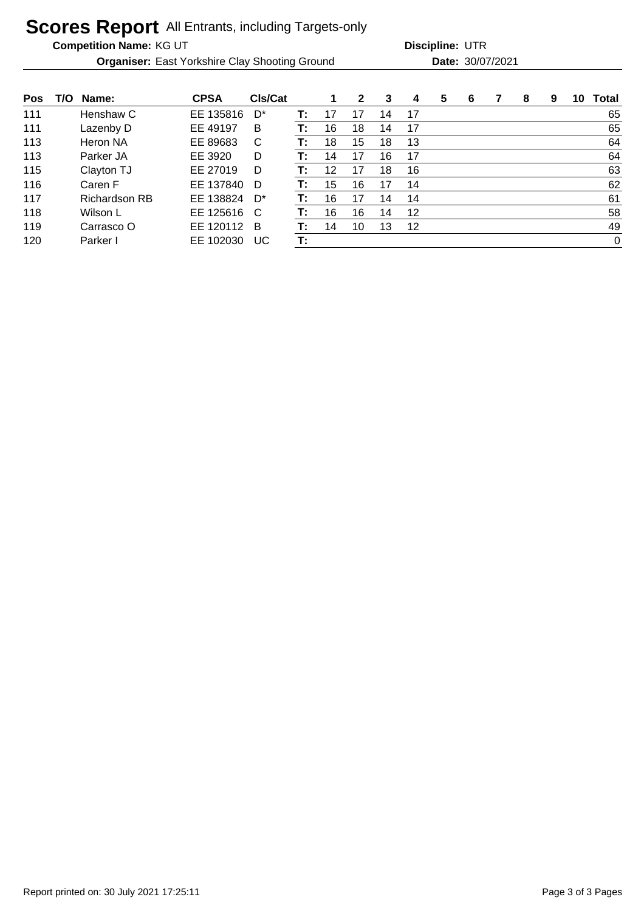# Scores Report All Entrants, including Targets-only

**Competition Name:** KG UT **Discipline:** UTR

**Organiser:** East Yorkshire Clay Shooting Ground **Date:** 30/07/2021

| Pos | T/O | Name: | CPSA | Cls/Cat | | 1 | 2 | 3 | 4 | 5 | 6 | 7 | 8 | 9 | 10 | Total |
|---|---|---|---|---|---|---|---|---|---|---|---|---|---|---|---|---|
| 111 | | Henshaw C | EE 135816 | D* | T: | 17 | 17 | 14 | 17 | | | | | | | 65 |
| 111 | | Lazenby D | EE 49197 | B | T: | 16 | 18 | 14 | 17 | | | | | | | 65 |
| 113 | | Heron NA | EE 89683 | C | T: | 18 | 15 | 18 | 13 | | | | | | | 64 |
| 113 | | Parker JA | EE 3920 | D | T: | 14 | 17 | 16 | 17 | | | | | | | 64 |
| 115 | | Clayton TJ | EE 27019 | D | T: | 12 | 17 | 18 | 16 | | | | | | | 63 |
| 116 | | Caren F | EE 137840 | D | T: | 15 | 16 | 17 | 14 | | | | | | | 62 |
| 117 | | Richardson RB | EE 138824 | D* | T: | 16 | 17 | 14 | 14 | | | | | | | 61 |
| 118 | | Wilson L | EE 125616 | C | T: | 16 | 16 | 14 | 12 | | | | | | | 58 |
| 119 | | Carrasco O | EE 120112 | B | T: | 14 | 10 | 13 | 12 | | | | | | | 49 |
| 120 | | Parker I | EE 102030 | UC | T: | | | | | | | | | | | 0 |

Report printed on: 30 July 2021 17:25:11